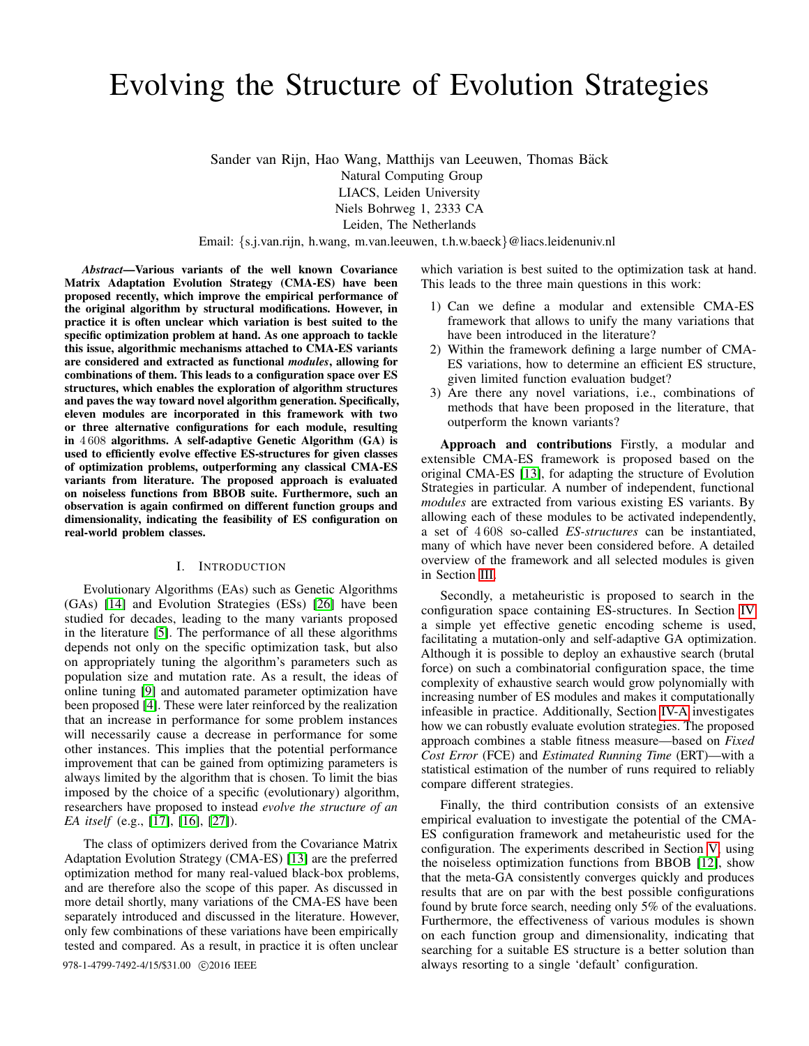# Evolving the Structure of Evolution Strategies

Sander van Rijn, Hao Wang, Matthijs van Leeuwen, Thomas Bäck
Natural Computing Group
LIACS, Leiden University
Niels Bohrweg 1, 2333 CA
Leiden, The Netherlands
Email: {s.j.van.rijn, h.wang, m.van.leeuwen, t.h.w.baeck}@liacs.leidenuniv.nl

***Abstract*—Various variants of the well known Covariance Matrix Adaptation Evolution Strategy (CMA-ES) have been proposed recently, which improve the empirical performance of the original algorithm by structural modifications. However, in practice it is often unclear which variation is best suited to the specific optimization problem at hand. As one approach to tackle this issue, algorithmic mechanisms attached to CMA-ES variants are considered and extracted as functional *modules*, allowing for combinations of them. This leads to a configuration space over ES structures, which enables the exploration of algorithm structures and paves the way toward novel algorithm generation. Specifically, eleven modules are incorporated in this framework with two or three alternative configurations for each module, resulting in 4 608 algorithms. A self-adaptive Genetic Algorithm (GA) is used to efficiently evolve effective ES-structures for given classes of optimization problems, outperforming any classical CMA-ES variants from literature. The proposed approach is evaluated on noiseless functions from BBOB suite. Furthermore, such an observation is again confirmed on different function groups and dimensionality, indicating the feasibility of ES configuration on real-world problem classes.**

## I. Introduction

Evolutionary Algorithms (EAs) such as Genetic Algorithms (GAs) [14] and Evolution Strategies (ESs) [26] have been studied for decades, leading to the many variants proposed in the literature [5]. The performance of all these algorithms depends not only on the specific optimization task, but also on appropriately tuning the algorithm's parameters such as population size and mutation rate. As a result, the ideas of online tuning [9] and automated parameter optimization have been proposed [4]. These were later reinforced by the realization that an increase in performance for some problem instances will necessarily cause a decrease in performance for some other instances. This implies that the potential performance improvement that can be gained from optimizing parameters is always limited by the algorithm that is chosen. To limit the bias imposed by the choice of a specific (evolutionary) algorithm, researchers have proposed to instead *evolve the structure of an EA itself* (e.g., [17], [16], [27]).

The class of optimizers derived from the Covariance Matrix Adaptation Evolution Strategy (CMA-ES) [13] are the preferred optimization method for many real-valued black-box problems, and are therefore also the scope of this paper. As discussed in more detail shortly, many variations of the CMA-ES have been separately introduced and discussed in the literature. However, only few combinations of these variations have been empirically tested and compared. As a result, in practice it is often unclear which variation is best suited to the optimization task at hand. This leads to the three main questions in this work:

1) Can we define a modular and extensible CMA-ES framework that allows to unify the many variations that have been introduced in the literature?
2) Within the framework defining a large number of CMA-ES variations, how to determine an efficient ES structure, given limited function evaluation budget?
3) Are there any novel variations, i.e., combinations of methods that have been proposed in the literature, that outperform the known variants?

**Approach and contributions** Firstly, a modular and extensible CMA-ES framework is proposed based on the original CMA-ES [13], for adapting the structure of Evolution Strategies in particular. A number of independent, functional *modules* are extracted from various existing ES variants. By allowing each of these modules to be activated independently, a set of 4 608 so-called *ES-structures* can be instantiated, many of which have never been considered before. A detailed overview of the framework and all selected modules is given in Section III.

Secondly, a metaheuristic is proposed to search in the configuration space containing ES-structures. In Section IV a simple yet effective genetic encoding scheme is used, facilitating a mutation-only and self-adaptive GA optimization. Although it is possible to deploy an exhaustive search (brutal force) on such a combinatorial configuration space, the time complexity of exhaustive search would grow polynomially with increasing number of ES modules and makes it computationally infeasible in practice. Additionally, Section IV-A investigates how we can robustly evaluate evolution strategies. The proposed approach combines a stable fitness measure—based on *Fixed Cost Error* (FCE) and *Estimated Running Time* (ERT)—with a statistical estimation of the number of runs required to reliably compare different strategies.

Finally, the third contribution consists of an extensive empirical evaluation to investigate the potential of the CMA-ES configuration framework and metaheuristic used for the configuration. The experiments described in Section V, using the noiseless optimization functions from BBOB [12], show that the meta-GA consistently converges quickly and produces results that are on par with the best possible configurations found by brute force search, needing only 5% of the evaluations. Furthermore, the effectiveness of various modules is shown on each function group and dimensionality, indicating that searching for a suitable ES structure is a better solution than always resorting to a single 'default' configuration.

978-1-4799-7492-4/15/$31.00 ©2016 IEEE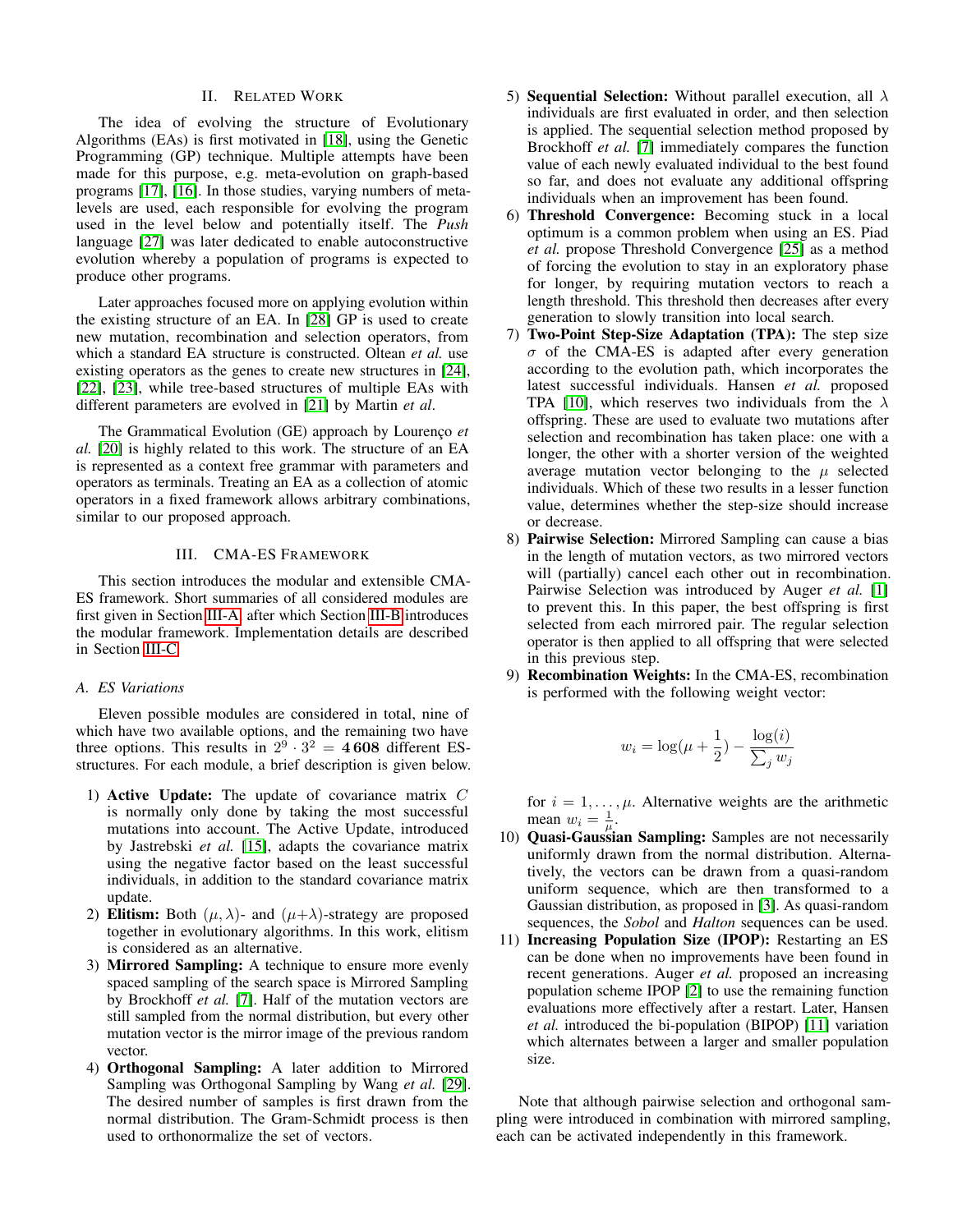## II. Related Work

The idea of evolving the structure of Evolutionary Algorithms (EAs) is first motivated in [18], using the Genetic Programming (GP) technique. Multiple attempts have been made for this purpose, e.g. meta-evolution on graph-based programs [17], [16]. In those studies, varying numbers of meta-levels are used, each responsible for evolving the program used in the level below and potentially itself. The *Push* language [27] was later dedicated to enable autoconstructive evolution whereby a population of programs is expected to produce other programs.

Later approaches focused more on applying evolution within the existing structure of an EA. In [28] GP is used to create new mutation, recombination and selection operators, from which a standard EA structure is constructed. Oltean *et al.* use existing operators as the genes to create new structures in [24], [22], [23], while tree-based structures of multiple EAs with different parameters are evolved in [21] by Martin *et al*.

The Grammatical Evolution (GE) approach by Lourenço *et al.* [20] is highly related to this work. The structure of an EA is represented as a context free grammar with parameters and operators as terminals. Treating an EA as a collection of atomic operators in a fixed framework allows arbitrary combinations, similar to our proposed approach.

## III. CMA-ES Framework

This section introduces the modular and extensible CMA-ES framework. Short summaries of all considered modules are first given in Section III-A, after which Section III-B introduces the modular framework. Implementation details are described in Section III-C.

### A. ES Variations

Eleven possible modules are considered in total, nine of which have two available options, and the remaining two have three options. This results in $2^9 \cdot 3^2 = \mathbf{4\,608}$ different ES-structures. For each module, a brief description is given below.

1) **Active Update:** The update of covariance matrix $C$ is normally only done by taking the most successful mutations into account. The Active Update, introduced by Jastrebski *et al.* [15], adapts the covariance matrix using the negative factor based on the least successful individuals, in addition to the standard covariance matrix update.
2) **Elitism:** Both $(\mu, \lambda)$- and $(\mu+\lambda)$-strategy are proposed together in evolutionary algorithms. In this work, elitism is considered as an alternative.
3) **Mirrored Sampling:** A technique to ensure more evenly spaced sampling of the search space is Mirrored Sampling by Brockhoff *et al.* [7]. Half of the mutation vectors are still sampled from the normal distribution, but every other mutation vector is the mirror image of the previous random vector.
4) **Orthogonal Sampling:** A later addition to Mirrored Sampling was Orthogonal Sampling by Wang *et al.* [29]. The desired number of samples is first drawn from the normal distribution. The Gram-Schmidt process is then used to orthonormalize the set of vectors.
5) **Sequential Selection:** Without parallel execution, all $\lambda$ individuals are first evaluated in order, and then selection is applied. The sequential selection method proposed by Brockhoff *et al.* [7] immediately compares the function value of each newly evaluated individual to the best found so far, and does not evaluate any additional offspring individuals when an improvement has been found.
6) **Threshold Convergence:** Becoming stuck in a local optimum is a common problem when using an ES. Piad *et al.* propose Threshold Convergence [25] as a method of forcing the evolution to stay in an exploratory phase for longer, by requiring mutation vectors to reach a length threshold. This threshold then decreases after every generation to slowly transition into local search.
7) **Two-Point Step-Size Adaptation (TPA):** The step size $\sigma$ of the CMA-ES is adapted after every generation according to the evolution path, which incorporates the latest successful individuals. Hansen *et al.* proposed TPA [10], which reserves two individuals from the $\lambda$ offspring. These are used to evaluate two mutations after selection and recombination has taken place: one with a longer, the other with a shorter version of the weighted average mutation vector belonging to the $\mu$ selected individuals. Which of these two results in a lesser function value, determines whether the step-size should increase or decrease.
8) **Pairwise Selection:** Mirrored Sampling can cause a bias in the length of mutation vectors, as two mirrored vectors will (partially) cancel each other out in recombination. Pairwise Selection was introduced by Auger *et al.* [1] to prevent this. In this paper, the best offspring is first selected from each mirrored pair. The regular selection operator is then applied to all offspring that were selected in this previous step.
9) **Recombination Weights:** In the CMA-ES, recombination is performed with the following weight vector:

$$w_i = \log(\mu + \frac{1}{2}) - \frac{\log(i)}{\sum_j w_j}$$

for $i = 1, \ldots, \mu$. Alternative weights are the arithmetic mean $w_i = \frac{1}{\mu}$.

10) **Quasi-Gaussian Sampling:** Samples are not necessarily uniformly drawn from the normal distribution. Alternatively, the vectors can be drawn from a quasi-random uniform sequence, which are then transformed to a Gaussian distribution, as proposed in [3]. As quasi-random sequences, the *Sobol* and *Halton* sequences can be used.
11) **Increasing Population Size (IPOP):** Restarting an ES can be done when no improvements have been found in recent generations. Auger *et al.* proposed an increasing population scheme IPOP [2] to use the remaining function evaluations more effectively after a restart. Later, Hansen *et al.* introduced the bi-population (BIPOP) [11] variation which alternates between a larger and smaller population size.

Note that although pairwise selection and orthogonal sampling were introduced in combination with mirrored sampling, each can be activated independently in this framework.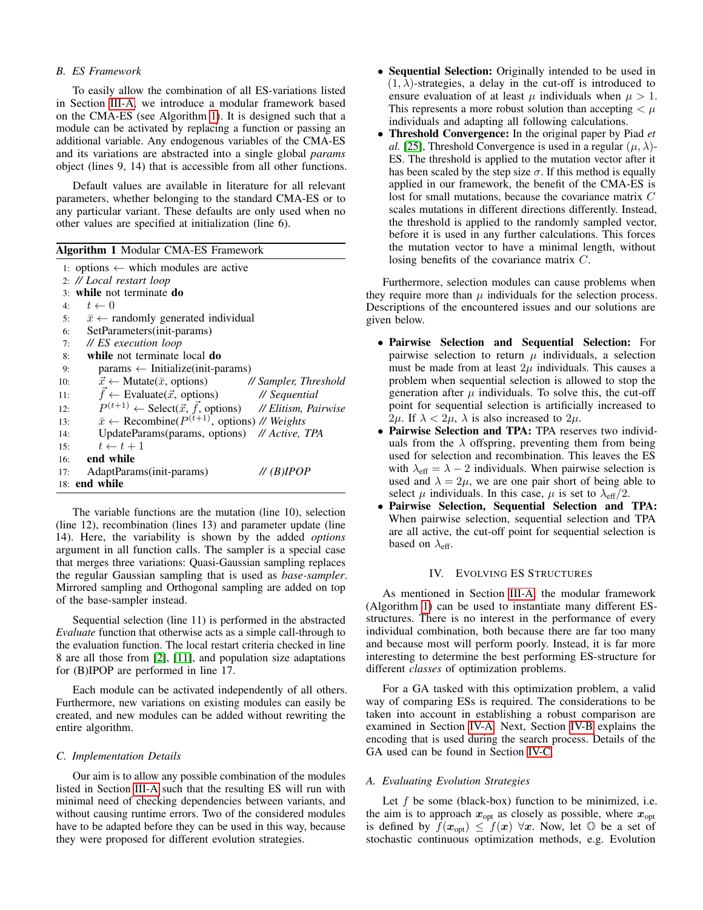### B. ES Framework

To easily allow the combination of all ES-variations listed in Section III-A, we introduce a modular framework based on the CMA-ES (see Algorithm 1). It is designed such that a module can be activated by replacing a function or passing an additional variable. Any endogenous variables of the CMA-ES and its variations are abstracted into a single global *params* object (lines 9, 14) that is accessible from all other functions.

Default values are available in literature for all relevant parameters, whether belonging to the standard CMA-ES or to any particular variant. These defaults are only used when no other values are specified at initialization (line 6).

**Algorithm 1** Modular CMA-ES Framework

```
1:  options ← which modules are active
2:  // Local restart loop
3:  while not terminate do
4:      t ← 0
5:      x̄ ← randomly generated individual
6:      SetParameters(init-params)
7:      // ES execution loop
8:      while not terminate local do
9:          params ← Initialize(init-params)
10:         x⃗ ← Mutate(x̄, options)              // Sampler, Threshold
11:         f⃗ ← Evaluate(x⃗, options)            // Sequential
12:         P^(t+1) ← Select(x⃗, f⃗, options)     // Elitism, Pairwise
13:         x̄ ← Recombine(P^(t+1), options)     // Weights
14:         UpdateParams(params, options)        // Active, TPA
15:         t ← t + 1
16:     end while
17:     AdaptParams(init-params)                 // (B)IPOP
18: end while
```

The variable functions are the mutation (line 10), selection (line 12), recombination (lines 13) and parameter update (line 14). Here, the variability is shown by the added *options* argument in all function calls. The sampler is a special case that merges three variations: Quasi-Gaussian sampling replaces the regular Gaussian sampling that is used as *base-sampler*. Mirrored sampling and Orthogonal sampling are added on top of the base-sampler instead.

Sequential selection (line 11) is performed in the abstracted *Evaluate* function that otherwise acts as a simple call-through to the evaluation function. The local restart criteria checked in line 8 are all those from [2], [11], and population size adaptations for (B)IPOP are performed in line 17.

Each module can be activated independently of all others. Furthermore, new variations on existing modules can easily be created, and new modules can be added without rewriting the entire algorithm.

### C. Implementation Details

Our aim is to allow any possible combination of the modules listed in Section III-A such that the resulting ES will run with minimal need of checking dependencies between variants, and without causing runtime errors. Two of the considered modules have to be adapted before they can be used in this way, because they were proposed for different evolution strategies.

- **Sequential Selection:** Originally intended to be used in $(1, \lambda)$-strategies, a delay in the cut-off is introduced to ensure evaluation of at least $\mu$ individuals when $\mu > 1$. This represents a more robust solution than accepting $< \mu$ individuals and adapting all following calculations.
- **Threshold Convergence:** In the original paper by Piad *et al.* [25], Threshold Convergence is used in a regular $(\mu, \lambda)$-ES. The threshold is applied to the mutation vector after it has been scaled by the step size $\sigma$. If this method is equally applied in our framework, the benefit of the CMA-ES is lost for small mutations, because the covariance matrix $C$ scales mutations in different directions differently. Instead, the threshold is applied to the randomly sampled vector, before it is used in any further calculations. This forces the mutation vector to have a minimal length, without losing benefits of the covariance matrix $C$.

Furthermore, selection modules can cause problems when they require more than $\mu$ individuals for the selection process. Descriptions of the encountered issues and our solutions are given below.

- **Pairwise Selection and Sequential Selection:** For pairwise selection to return $\mu$ individuals, a selection must be made from at least $2\mu$ individuals. This causes a problem when sequential selection is allowed to stop the generation after $\mu$ individuals. To solve this, the cut-off point for sequential selection is artificially increased to $2\mu$. If $\lambda < 2\mu$, $\lambda$ is also increased to $2\mu$.
- **Pairwise Selection and TPA:** TPA reserves two individuals from the $\lambda$ offspring, preventing them from being used for selection and recombination. This leaves the ES with $\lambda_{\text{eff}} = \lambda - 2$ individuals. When pairwise selection is used and $\lambda = 2\mu$, we are one pair short of being able to select $\mu$ individuals. In this case, $\mu$ is set to $\lambda_{\text{eff}}/2$.
- **Pairwise Selection, Sequential Selection and TPA:** When pairwise selection, sequential selection and TPA are all active, the cut-off point for sequential selection is based on $\lambda_{\text{eff}}$.

## IV. Evolving ES Structures

As mentioned in Section III-A, the modular framework (Algorithm 1) can be used to instantiate many different ES-structures. There is no interest in the performance of every individual combination, both because there are far too many and because most will perform poorly. Instead, it is far more interesting to determine the best performing ES-structure for different *classes* of optimization problems.

For a GA tasked with this optimization problem, a valid way of comparing ESs is required. The considerations to be taken into account in establishing a robust comparison are examined in Section IV-A. Next, Section IV-B explains the encoding that is used during the search process. Details of the GA used can be found in Section IV-C.

### A. Evaluating Evolution Strategies

Let $f$ be some (black-box) function to be minimized, i.e. the aim is to approach $\boldsymbol{x}_{\text{opt}}$ as closely as possible, where $\boldsymbol{x}_{\text{opt}}$ is defined by $f(\boldsymbol{x}_{\text{opt}}) \leq f(\boldsymbol{x})\ \forall \boldsymbol{x}$. Now, let $\mathbb{O}$ be a set of stochastic continuous optimization methods, e.g. Evolution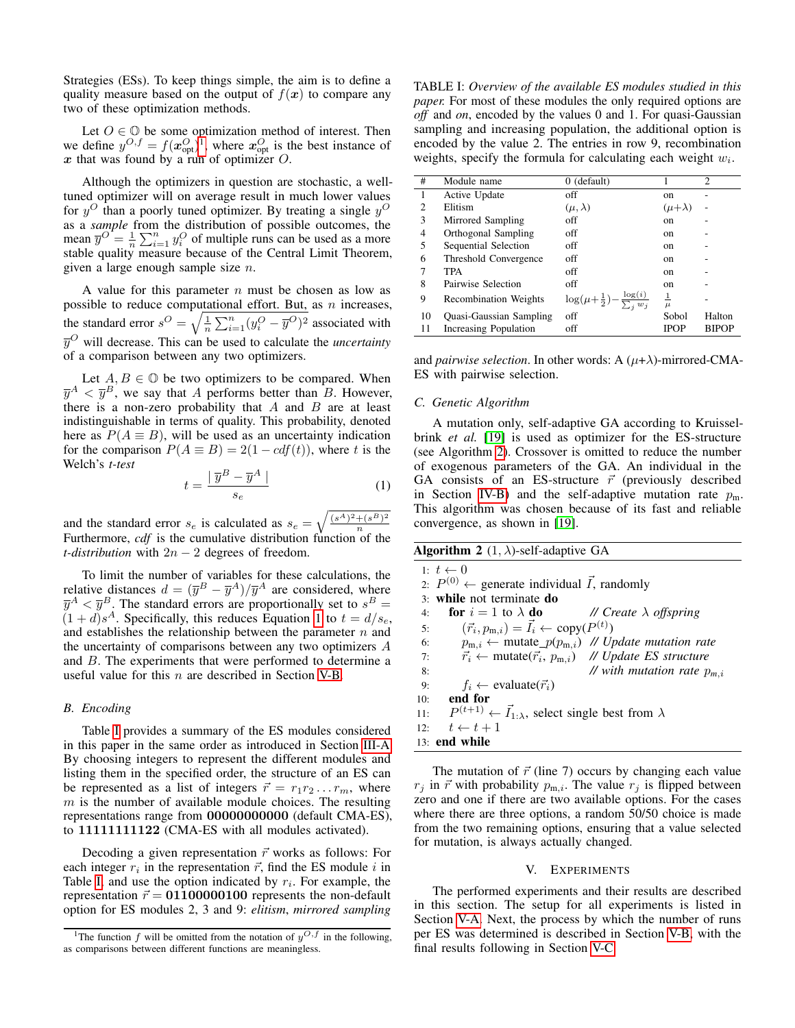Strategies (ESs). To keep things simple, the aim is to define a quality measure based on the output of $f(\boldsymbol{x})$ to compare any two of these optimization methods.

Let $O \in \mathbb{O}$ be some optimization method of interest. Then we define $y^{O,f} = f(\boldsymbol{x}_{\text{opt}}^{O})$[1], where $\boldsymbol{x}_{\text{opt}}^{O}$ is the best instance of $\boldsymbol{x}$ that was found by a run of optimizer $O$.

Although the optimizers in question are stochastic, a well-tuned optimizer will on average result in much lower values for $y^O$ than a poorly tuned optimizer. By treating a single $y^O$ as a *sample* from the distribution of possible outcomes, the mean $\overline{y}^O = \frac{1}{n}\sum_{i=1}^{n} y_i^O$ of multiple runs can be used as a more stable quality measure because of the Central Limit Theorem, given a large enough sample size $n$.

A value for this parameter $n$ must be chosen as low as possible to reduce computational effort. But, as $n$ increases, the standard error $s^O = \sqrt{\frac{1}{n}\sum_{i=1}^{n}(y_i^O - \overline{y}^O)^2}$ associated with $\overline{y}^O$ will decrease. This can be used to calculate the *uncertainty* of a comparison between any two optimizers.

Let $A, B \in \mathbb{O}$ be two optimizers to be compared. When $\overline{y}^A < \overline{y}^B$, we say that $A$ performs better than $B$. However, there is a non-zero probability that $A$ and $B$ are at least indistinguishable in terms of quality. This probability, denoted here as $P(A \equiv B)$, will be used as an uncertainty indication for the comparison $P(A \equiv B) = 2(1 - cdf(t))$, where $t$ is the Welch's *t-test*

$$t = \frac{\mid \overline{y}^B - \overline{y}^A \mid}{s_e} \tag{1}$$

and the standard error $s_e$ is calculated as $s_e = \sqrt{\frac{(s^A)^2 + (s^B)^2}{n}}$. Furthermore, *cdf* is the cumulative distribution function of the *t-distribution* with $2n - 2$ degrees of freedom.

To limit the number of variables for these calculations, the relative distances $d = (\overline{y}^B - \overline{y}^A)/\overline{y}^A$ are considered, where $\overline{y}^A < \overline{y}^B$. The standard errors are proportionally set to $s^B = (1+d)s^A$. Specifically, this reduces Equation 1 to $t = d/s_e$, and establishes the relationship between the parameter $n$ and the uncertainty of comparisons between any two optimizers $A$ and $B$. The experiments that were performed to determine a useful value for this $n$ are described in Section V-B.

### B. Encoding

Table I provides a summary of the ES modules considered in this paper in the same order as introduced in Section III-A. By choosing integers to represent the different modules and listing them in the specified order, the structure of an ES can be represented as a list of integers $\vec{r} = r_1 r_2 \ldots r_m$, where $m$ is the number of available module choices. The resulting representations range from **00000000000** (default CMA-ES), to **11111111122** (CMA-ES with all modules activated).

Decoding a given representation $\vec{r}$ works as follows: For each integer $r_i$ in the representation $\vec{r}$, find the ES module $i$ in Table I, and use the option indicated by $r_i$. For example, the representation $\vec{r} = $ **01100000100** represents the non-default option for ES modules 2, 3 and 9: *elitism*, *mirrored sampling* and *pairwise selection*. In other words: A $(\mu{+}\lambda)$-mirrored-CMA-ES with pairwise selection.

[1]The function $f$ will be omitted from the notation of $y^{O,f}$ in the following, as comparisons between different functions are meaningless.

TABLE I: *Overview of the available ES modules studied in this paper.* For most of these modules the only required options are *off* and *on*, encoded by the values 0 and 1. For quasi-Gaussian sampling and increasing population, the additional option is encoded by the value 2. The entries in row 9, recombination weights, specify the formula for calculating each weight $w_i$.

| # | Module name | 0 (default) | 1 | 2 |
|---|---|---|---|---|
| 1 | Active Update | off | on | - |
| 2 | Elitism | $(\mu, \lambda)$ | $(\mu{+}\lambda)$ | - |
| 3 | Mirrored Sampling | off | on | - |
| 4 | Orthogonal Sampling | off | on | - |
| 5 | Sequential Selection | off | on | - |
| 6 | Threshold Convergence | off | on | - |
| 7 | TPA | off | on | - |
| 8 | Pairwise Selection | off | on | - |
| 9 | Recombination Weights | $\log(\mu{+}\frac{1}{2}) - \frac{\log(i)}{\sum_j w_j}$ | $\frac{1}{\mu}$ | - |
| 10 | Quasi-Gaussian Sampling | off | Sobol | Halton |
| 11 | Increasing Population | off | IPOP | BIPOP |

### C. Genetic Algorithm

A mutation only, self-adaptive GA according to Kruisselbrink *et al.* [19] is used as optimizer for the ES-structure (see Algorithm 2). Crossover is omitted to reduce the number of exogenous parameters of the GA. An individual in the GA consists of an ES-structure $\vec{r}$ (previously described in Section IV-B) and the self-adaptive mutation rate $p_{\text{m}}$. This algorithm was chosen because of its fast and reliable convergence, as shown in [19].

**Algorithm 2** $(1, \lambda)$-self-adaptive GA

```
1:  t ← 0
2:  P^(0) ← generate individual I, randomly
3:  while not terminate do
4:      for i = 1 to λ do              // Create λ offspring
5:          (r_i, p_m,i) = I_i ← copy(P^(t))
6:          p_m,i ← mutate_p(p_m,i)    // Update mutation rate
7:          r_i ← mutate(r_i, p_m,i)   // Update ES structure
8:                                      // with mutation rate p_m,i
9:          f_i ← evaluate(r_i)
10:     end for
11:     P^(t+1) ← I_1:λ, select single best from λ
12:     t ← t + 1
13: end while
```

The mutation of $\vec{r}$ (line 7) occurs by changing each value $r_j$ in $\vec{r}$ with probability $p_{\text{m},i}$. The value $r_j$ is flipped between zero and one if there are two available options. For the cases where there are three options, a random 50/50 choice is made from the two remaining options, ensuring that a value selected for mutation, is always actually changed.

## V. Experiments

The performed experiments and their results are described in this section. The setup for all experiments is listed in Section V-A. Next, the process by which the number of runs per ES was determined is described in Section V-B, with the final results following in Section V-C.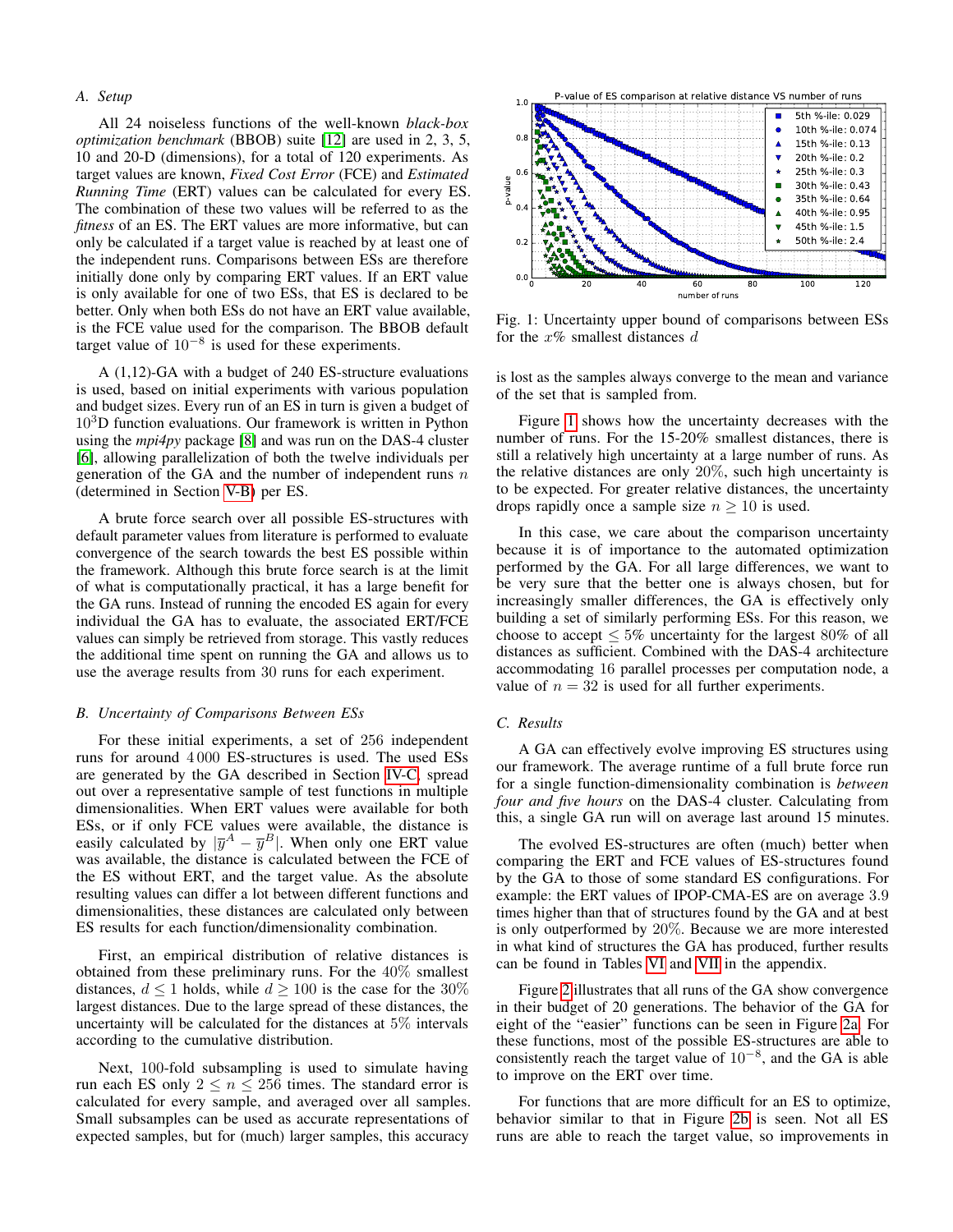### A. Setup

All 24 noiseless functions of the well-known *black-box optimization benchmark* (BBOB) suite [12] are used in 2, 3, 5, 10 and 20-D (dimensions), for a total of 120 experiments. As target values are known, *Fixed Cost Error* (FCE) and *Estimated Running Time* (ERT) values can be calculated for every ES. The combination of these two values will be referred to as the *fitness* of an ES. The ERT values are more informative, but can only be calculated if a target value is reached by at least one of the independent runs. Comparisons between ESs are therefore initially done only by comparing ERT values. If an ERT value is only available for one of two ESs, that ES is declared to be better. Only when both ESs do not have an ERT value available, is the FCE value used for the comparison. The BBOB default target value of $10^{-8}$ is used for these experiments.

A (1,12)-GA with a budget of 240 ES-structure evaluations is used, based on initial experiments with various population and budget sizes. Every run of an ES in turn is given a budget of $10^3$D function evaluations. Our framework is written in Python using the *mpi4py* package [8] and was run on the DAS-4 cluster [6], allowing parallelization of both the twelve individuals per generation of the GA and the number of independent runs $n$ (determined in Section V-B) per ES.

A brute force search over all possible ES-structures with default parameter values from literature is performed to evaluate convergence of the search towards the best ES possible within the framework. Although this brute force search is at the limit of what is computationally practical, it has a large benefit for the GA runs. Instead of running the encoded ES again for every individual the GA has to evaluate, the associated ERT/FCE values can simply be retrieved from storage. This vastly reduces the additional time spent on running the GA and allows us to use the average results from 30 runs for each experiment.

### B. Uncertainty of Comparisons Between ESs

For these initial experiments, a set of 256 independent runs for around 4 000 ES-structures is used. The used ESs are generated by the GA described in Section IV-C, spread out over a representative sample of test functions in multiple dimensionalities. When ERT values were available for both ESs, or if only FCE values were available, the distance is easily calculated by $|\overline{y}^A - \overline{y}^B|$. When only one ERT value was available, the distance is calculated between the FCE of the ES without ERT, and the target value. As the absolute resulting values can differ a lot between different functions and dimensionalities, these distances are calculated only between ES results for each function/dimensionality combination.

First, an empirical distribution of relative distances is obtained from these preliminary runs. For the 40% smallest distances, $d \leq 1$ holds, while $d \geq 100$ is the case for the 30% largest distances. Due to the large spread of these distances, the uncertainty will be calculated for the distances at 5% intervals according to the cumulative distribution.

Next, 100-fold subsampling is used to simulate having run each ES only $2 \leq n \leq 256$ times. The standard error is calculated for every sample, and averaged over all samples. Small subsamples can be used as accurate representations of expected samples, but for (much) larger samples, this accuracy is lost as the samples always converge to the mean and variance of the set that is sampled from.

Fig. 1: Uncertainty upper bound of comparisons between ESs for the $x$% smallest distances $d$

Figure 1 shows how the uncertainty decreases with the number of runs. For the 15-20% smallest distances, there is still a relatively high uncertainty at a large number of runs. As the relative distances are only 20%, such high uncertainty is to be expected. For greater relative distances, the uncertainty drops rapidly once a sample size $n \geq 10$ is used.

In this case, we care about the comparison uncertainty because it is of importance to the automated optimization performed by the GA. For all large differences, we want to be very sure that the better one is always chosen, but for increasingly smaller differences, the GA is effectively only building a set of similarly performing ESs. For this reason, we choose to accept $\leq 5$% uncertainty for the largest 80% of all distances as sufficient. Combined with the DAS-4 architecture accommodating 16 parallel processes per computation node, a value of $n = 32$ is used for all further experiments.

### C. Results

A GA can effectively evolve improving ES structures using our framework. The average runtime of a full brute force run for a single function-dimensionality combination is *between four and five hours* on the DAS-4 cluster. Calculating from this, a single GA run will on average last around 15 minutes.

The evolved ES-structures are often (much) better when comparing the ERT and FCE values of ES-structures found by the GA to those of some standard ES configurations. For example: the ERT values of IPOP-CMA-ES are on average 3.9 times higher than that of structures found by the GA and at best is only outperformed by 20%. Because we are more interested in what kind of structures the GA has produced, further results can be found in Tables VI and VII in the appendix.

Figure 2 illustrates that all runs of the GA show convergence in their budget of 20 generations. The behavior of the GA for eight of the "easier" functions can be seen in Figure 2a. For these functions, most of the possible ES-structures are able to consistently reach the target value of $10^{-8}$, and the GA is able to improve on the ERT over time.

For functions that are more difficult for an ES to optimize, behavior similar to that in Figure 2b is seen. Not all ES runs are able to reach the target value, so improvements in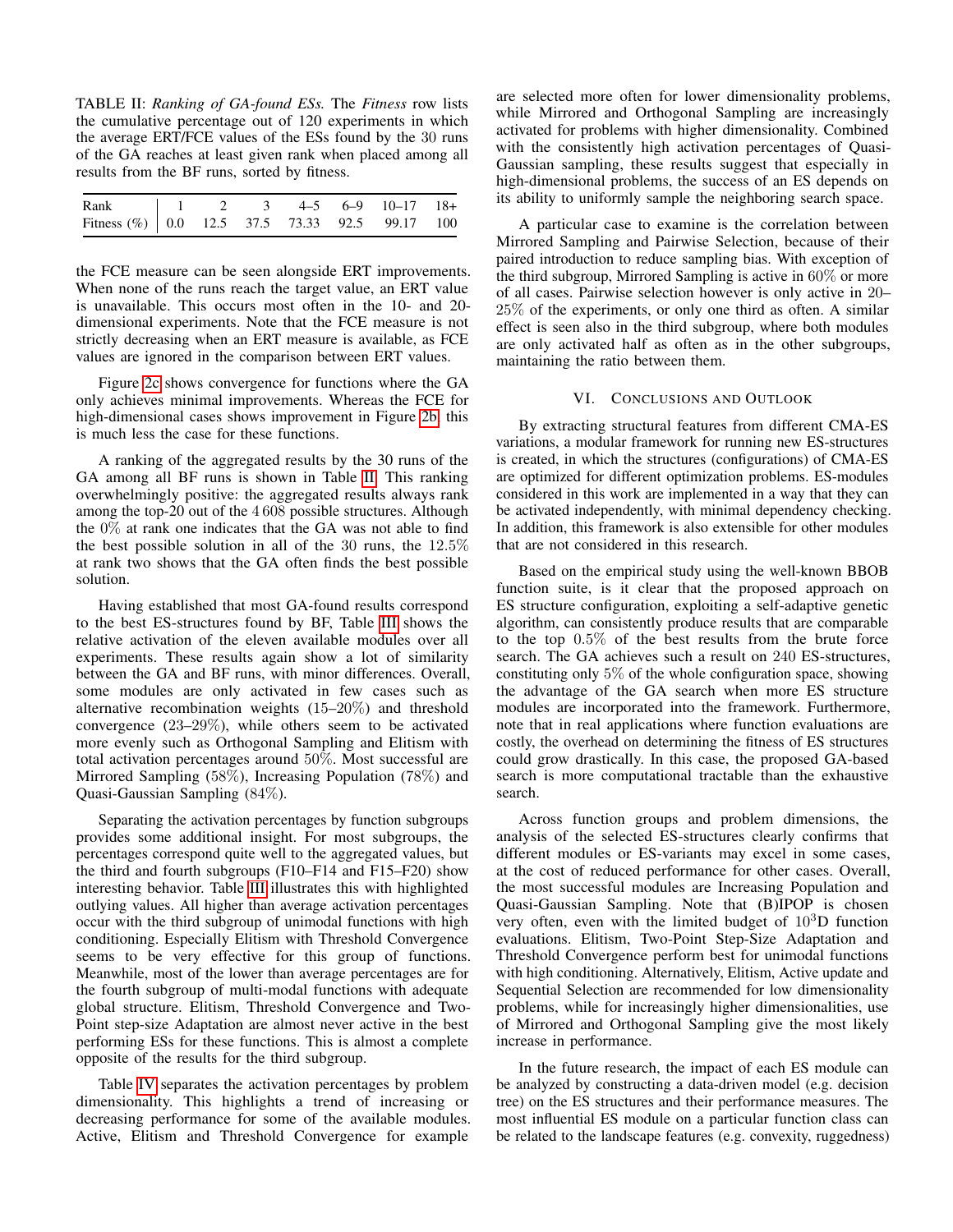TABLE II: *Ranking of GA-found ESs.* The *Fitness* row lists the cumulative percentage out of 120 experiments in which the average ERT/FCE values of the ESs found by the 30 runs of the GA reaches at least given rank when placed among all results from the BF runs, sorted by fitness.

| Rank | 1 | 2 | 3 | 4–5 | 6–9 | 10–17 | 18+ |
|---|---|---|---|---|---|---|---|
| Fitness (%) | 0.0 | 12.5 | 37.5 | 73.33 | 92.5 | 99.17 | 100 |

the FCE measure can be seen alongside ERT improvements. When none of the runs reach the target value, an ERT value is unavailable. This occurs most often in the 10- and 20-dimensional experiments. Note that the FCE measure is not strictly decreasing when an ERT measure is available, as FCE values are ignored in the comparison between ERT values.

Figure 2c shows convergence for functions where the GA only achieves minimal improvements. Whereas the FCE for high-dimensional cases shows improvement in Figure 2b, this is much less the case for these functions.

A ranking of the aggregated results by the 30 runs of the GA among all BF runs is shown in Table II. This ranking overwhelmingly positive: the aggregated results always rank among the top-20 out of the 4 608 possible structures. Although the 0% at rank one indicates that the GA was not able to find the best possible solution in all of the 30 runs, the 12.5% at rank two shows that the GA often finds the best possible solution.

Having established that most GA-found results correspond to the best ES-structures found by BF, Table III shows the relative activation of the eleven available modules over all experiments. These results again show a lot of similarity between the GA and BF runs, with minor differences. Overall, some modules are only activated in few cases such as alternative recombination weights (15–20%) and threshold convergence (23–29%), while others seem to be activated more evenly such as Orthogonal Sampling and Elitism with total activation percentages around 50%. Most successful are Mirrored Sampling (58%), Increasing Population (78%) and Quasi-Gaussian Sampling (84%).

Separating the activation percentages by function subgroups provides some additional insight. For most subgroups, the percentages correspond quite well to the aggregated values, but the third and fourth subgroups (F10–F14 and F15–F20) show interesting behavior. Table III illustrates this with highlighted outlying values. All higher than average activation percentages occur with the third subgroup of unimodal functions with high conditioning. Especially Elitism with Threshold Convergence seems to be very effective for this group of functions. Meanwhile, most of the lower than average percentages are for the fourth subgroup of multi-modal functions with adequate global structure. Elitism, Threshold Convergence and Two-Point step-size Adaptation are almost never active in the best performing ESs for these functions. This is almost a complete opposite of the results for the third subgroup.

Table IV separates the activation percentages by problem dimensionality. This highlights a trend of increasing or decreasing performance for some of the available modules. Active, Elitism and Threshold Convergence for example are selected more often for lower dimensionality problems, while Mirrored and Orthogonal Sampling are increasingly activated for problems with higher dimensionality. Combined with the consistently high activation percentages of Quasi-Gaussian sampling, these results suggest that especially in high-dimensional problems, the success of an ES depends on its ability to uniformly sample the neighboring search space.

A particular case to examine is the correlation between Mirrored Sampling and Pairwise Selection, because of their paired introduction to reduce sampling bias. With exception of the third subgroup, Mirrored Sampling is active in 60% or more of all cases. Pairwise selection however is only active in 20–25% of the experiments, or only one third as often. A similar effect is seen also in the third subgroup, where both modules are only activated half as often as in the other subgroups, maintaining the ratio between them.

## VI. Conclusions and Outlook

By extracting structural features from different CMA-ES variations, a modular framework for running new ES-structures is created, in which the structures (configurations) of CMA-ES are optimized for different optimization problems. ES-modules considered in this work are implemented in a way that they can be activated independently, with minimal dependency checking. In addition, this framework is also extensible for other modules that are not considered in this research.

Based on the empirical study using the well-known BBOB function suite, is it clear that the proposed approach on ES structure configuration, exploiting a self-adaptive genetic algorithm, can consistently produce results that are comparable to the top 0.5% of the best results from the brute force search. The GA achieves such a result on 240 ES-structures, constituting only 5% of the whole configuration space, showing the advantage of the GA search when more ES structure modules are incorporated into the framework. Furthermore, note that in real applications where function evaluations are costly, the overhead on determining the fitness of ES structures could grow drastically. In this case, the proposed GA-based search is more computational tractable than the exhaustive search.

Across function groups and problem dimensions, the analysis of the selected ES-structures clearly confirms that different modules or ES-variants may excel in some cases, at the cost of reduced performance for other cases. Overall, the most successful modules are Increasing Population and Quasi-Gaussian Sampling. Note that (B)IPOP is chosen very often, even with the limited budget of $10^3$D function evaluations. Elitism, Two-Point Step-Size Adaptation and Threshold Convergence perform best for unimodal functions with high conditioning. Alternatively, Elitism, Active update and Sequential Selection are recommended for low dimensionality problems, while for increasingly higher dimensionalities, use of Mirrored and Orthogonal Sampling give the most likely increase in performance.

In the future research, the impact of each ES module can be analyzed by constructing a data-driven model (e.g. decision tree) on the ES structures and their performance measures. The most influential ES module on a particular function class can be related to the landscape features (e.g. convexity, ruggedness)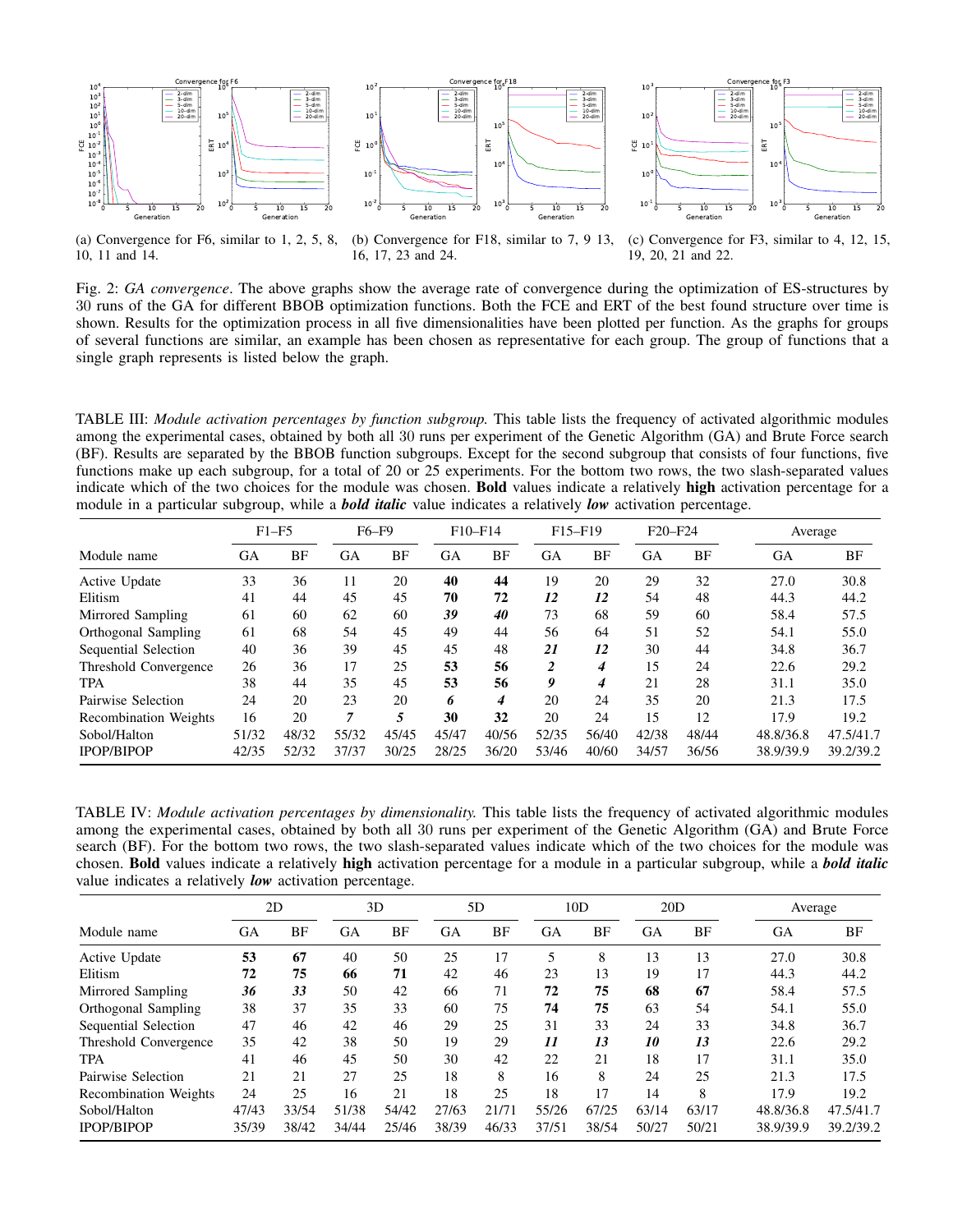(a) Convergence for F6, similar to 1, 2, 5, 8, 10, 11 and 14.

(b) Convergence for F18, similar to 7, 9 13, 16, 17, 23 and 24.

(c) Convergence for F3, similar to 4, 12, 15, 19, 20, 21 and 22.

Fig. 2: *GA convergence*. The above graphs show the average rate of convergence during the optimization of ES-structures by 30 runs of the GA for different BBOB optimization functions. Both the FCE and ERT of the best found structure over time is shown. Results for the optimization process in all five dimensionalities have been plotted per function. As the graphs for groups of several functions are similar, an example has been chosen as representative for each group. The group of functions that a single graph represents is listed below the graph.

TABLE III: *Module activation percentages by function subgroup.* This table lists the frequency of activated algorithmic modules among the experimental cases, obtained by both all 30 runs per experiment of the Genetic Algorithm (GA) and Brute Force search (BF). Results are separated by the BBOB function subgroups. Except for the second subgroup that consists of four functions, five functions make up each subgroup, for a total of 20 or 25 experiments. For the bottom two rows, the two slash-separated values indicate which of the two choices for the module was chosen. **Bold** values indicate a relatively **high** activation percentage for a module in a particular subgroup, while a ***bold italic*** value indicates a relatively ***low*** activation percentage.

| | F1–F5 | | F6–F9 | | F10–F14 | | F15–F19 | | F20–F24 | | Average | |
|---|---|---|---|---|---|---|---|---|---|---|---|---|
| Module name | GA | BF | GA | BF | GA | BF | GA | BF | GA | BF | GA | BF |
| Active Update | 33 | 36 | 11 | 20 | **40** | **44** | 19 | 20 | 29 | 32 | 27.0 | 30.8 |
| Elitism | 41 | 44 | 45 | 45 | **70** | **72** | ***12*** | ***12*** | 54 | 48 | 44.3 | 44.2 |
| Mirrored Sampling | 61 | 60 | 62 | 60 | ***39*** | ***40*** | 73 | 68 | 59 | 60 | 58.4 | 57.5 |
| Orthogonal Sampling | 61 | 68 | 54 | 45 | 49 | 44 | 56 | 64 | 51 | 52 | 54.1 | 55.0 |
| Sequential Selection | 40 | 36 | 39 | 45 | 45 | 48 | ***21*** | ***12*** | 30 | 44 | 34.8 | 36.7 |
| Threshold Convergence | 26 | 36 | 17 | 25 | **53** | **56** | ***2*** | ***4*** | 15 | 24 | 22.6 | 29.2 |
| TPA | 38 | 44 | 35 | 45 | **53** | **56** | ***9*** | ***4*** | 21 | 28 | 31.1 | 35.0 |
| Pairwise Selection | 24 | 20 | 23 | 20 | ***6*** | ***4*** | 20 | 24 | 35 | 20 | 21.3 | 17.5 |
| Recombination Weights | 16 | 20 | ***7*** | ***5*** | **30** | **32** | 20 | 24 | 15 | 12 | 17.9 | 19.2 |
| Sobol/Halton | 51/32 | 48/32 | 55/32 | 45/45 | 45/47 | 40/56 | 52/35 | 56/40 | 42/38 | 48/44 | 48.8/36.8 | 47.5/41.7 |
| IPOP/BIPOP | 42/35 | 52/32 | 37/37 | 30/25 | 28/25 | 36/20 | 53/46 | 40/60 | 34/57 | 36/56 | 38.9/39.9 | 39.2/39.2 |

TABLE IV: *Module activation percentages by dimensionality.* This table lists the frequency of activated algorithmic modules among the experimental cases, obtained by both all 30 runs per experiment of the Genetic Algorithm (GA) and Brute Force search (BF). For the bottom two rows, the two slash-separated values indicate which of the two choices for the module was chosen. **Bold** values indicate a relatively **high** activation percentage for a module in a particular subgroup, while a ***bold italic*** value indicates a relatively ***low*** activation percentage.

| | 2D | | 3D | | 5D | | 10D | | 20D | | Average | |
|---|---|---|---|---|---|---|---|---|---|---|---|---|
| Module name | GA | BF | GA | BF | GA | BF | GA | BF | GA | BF | GA | BF |
| Active Update | **53** | **67** | 40 | 50 | 25 | 17 | 5 | 8 | 13 | 13 | 27.0 | 30.8 |
| Elitism | **72** | **75** | **66** | **71** | 42 | 46 | 23 | 13 | 19 | 17 | 44.3 | 44.2 |
| Mirrored Sampling | ***36*** | ***33*** | 50 | 42 | 66 | 71 | **72** | **75** | **68** | **67** | 58.4 | 57.5 |
| Orthogonal Sampling | 38 | 37 | 35 | 33 | 60 | 75 | **74** | **75** | 63 | 54 | 54.1 | 55.0 |
| Sequential Selection | 47 | 46 | 42 | 46 | 29 | 25 | 31 | 33 | 24 | 33 | 34.8 | 36.7 |
| Threshold Convergence | 35 | 42 | 38 | 50 | 19 | 29 | ***11*** | ***13*** | ***10*** | ***13*** | 22.6 | 29.2 |
| TPA | 41 | 46 | 45 | 50 | 30 | 42 | 22 | 21 | 18 | 17 | 31.1 | 35.0 |
| Pairwise Selection | 21 | 21 | 27 | 25 | 18 | 8 | 16 | 8 | 24 | 25 | 21.3 | 17.5 |
| Recombination Weights | 24 | 25 | 16 | 21 | 18 | 25 | 18 | 17 | 14 | 8 | 17.9 | 19.2 |
| Sobol/Halton | 47/43 | 33/54 | 51/38 | 54/42 | 27/63 | 21/71 | 55/26 | 67/25 | 63/14 | 63/17 | 48.8/36.8 | 47.5/41.7 |
| IPOP/BIPOP | 35/39 | 38/42 | 34/44 | 25/46 | 38/39 | 46/33 | 37/51 | 38/54 | 50/27 | 50/21 | 38.9/39.9 | 39.2/39.2 |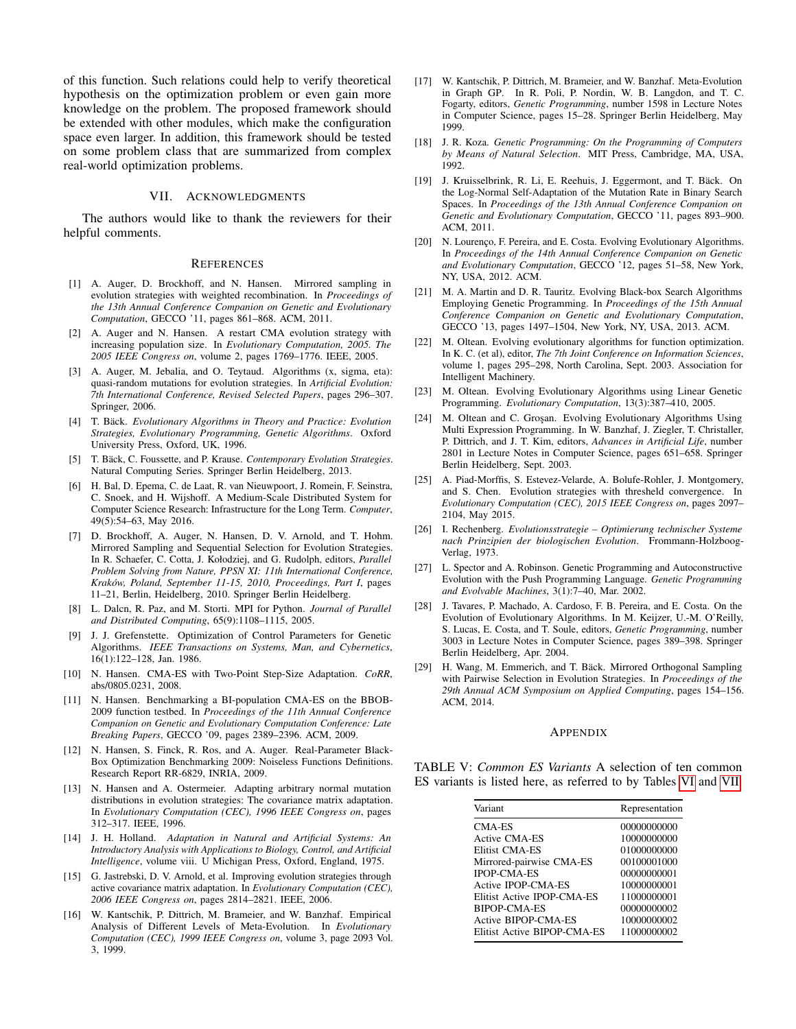of this function. Such relations could help to verify theoretical hypothesis on the optimization problem or even gain more knowledge on the problem. The proposed framework should be extended with other modules, which make the configuration space even larger. In addition, this framework should be tested on some problem class that are summarized from complex real-world optimization problems.

## VII. Acknowledgments

The authors would like to thank the reviewers for their helpful comments.

## References

[1] A. Auger, D. Brockhoff, and N. Hansen. Mirrored sampling in evolution strategies with weighted recombination. In *Proceedings of the 13th Annual Conference Companion on Genetic and Evolutionary Computation*, GECCO '11, pages 861–868. ACM, 2011.

[2] A. Auger and N. Hansen. A restart CMA evolution strategy with increasing population size. In *Evolutionary Computation, 2005. The 2005 IEEE Congress on*, volume 2, pages 1769–1776. IEEE, 2005.

[3] A. Auger, M. Jebalia, and O. Teytaud. Algorithms (x, sigma, eta): quasi-random mutations for evolution strategies. In *Artificial Evolution: 7th International Conference, Revised Selected Papers*, pages 296–307. Springer, 2006.

[4] T. Bäck. *Evolutionary Algorithms in Theory and Practice: Evolution Strategies, Evolutionary Programming, Genetic Algorithms*. Oxford University Press, Oxford, UK, 1996.

[5] T. Bäck, C. Foussette, and P. Krause. *Contemporary Evolution Strategies*. Natural Computing Series. Springer Berlin Heidelberg, 2013.

[6] H. Bal, D. Epema, C. de Laat, R. van Nieuwpoort, J. Romein, F. Seinstra, C. Snoek, and H. Wijshoff. A Medium-Scale Distributed System for Computer Science Research: Infrastructure for the Long Term. *Computer*, 49(5):54–63, May 2016.

[7] D. Brockhoff, A. Auger, N. Hansen, D. V. Arnold, and T. Hohm. Mirrored Sampling and Sequential Selection for Evolution Strategies. In R. Schaefer, C. Cotta, J. Kołodziej, and G. Rudolph, editors, *Parallel Problem Solving from Nature, PPSN XI: 11th International Conference, Kraków, Poland, September 11-15, 2010, Proceedings, Part I*, pages 11–21, Berlin, Heidelberg, 2010. Springer Berlin Heidelberg.

[8] L. Dalcn, R. Paz, and M. Storti. MPI for Python. *Journal of Parallel and Distributed Computing*, 65(9):1108–1115, 2005.

[9] J. J. Grefenstette. Optimization of Control Parameters for Genetic Algorithms. *IEEE Transactions on Systems, Man, and Cybernetics*, 16(1):122–128, Jan. 1986.

[10] N. Hansen. CMA-ES with Two-Point Step-Size Adaptation. *CoRR*, abs/0805.0231, 2008.

[11] N. Hansen. Benchmarking a BI-population CMA-ES on the BBOB-2009 function testbed. In *Proceedings of the 11th Annual Conference Companion on Genetic and Evolutionary Computation Conference: Late Breaking Papers*, GECCO '09, pages 2389–2396. ACM, 2009.

[12] N. Hansen, S. Finck, R. Ros, and A. Auger. Real-Parameter Black-Box Optimization Benchmarking 2009: Noiseless Functions Definitions. Research Report RR-6829, INRIA, 2009.

[13] N. Hansen and A. Ostermeier. Adapting arbitrary normal mutation distributions in evolution strategies: The covariance matrix adaptation. In *Evolutionary Computation (CEC), 1996 IEEE Congress on*, pages 312–317. IEEE, 1996.

[14] J. H. Holland. *Adaptation in Natural and Artificial Systems: An Introductory Analysis with Applications to Biology, Control, and Artificial Intelligence*, volume viii. U Michigan Press, Oxford, England, 1975.

[15] G. Jastrebski, D. V. Arnold, et al. Improving evolution strategies through active covariance matrix adaptation. In *Evolutionary Computation (CEC), 2006 IEEE Congress on*, pages 2814–2821. IEEE, 2006.

[16] W. Kantschik, P. Dittrich, M. Brameier, and W. Banzhaf. Empirical Analysis of Different Levels of Meta-Evolution. In *Evolutionary Computation (CEC), 1999 IEEE Congress on*, volume 3, page 2093 Vol. 3, 1999.

[17] W. Kantschik, P. Dittrich, M. Brameier, and W. Banzhaf. Meta-Evolution in Graph GP. In R. Poli, P. Nordin, W. B. Langdon, and T. C. Fogarty, editors, *Genetic Programming*, number 1598 in Lecture Notes in Computer Science, pages 15–28. Springer Berlin Heidelberg, May 1999.

[18] J. R. Koza. *Genetic Programming: On the Programming of Computers by Means of Natural Selection*. MIT Press, Cambridge, MA, USA, 1992.

[19] J. Kruisselbrink, R. Li, E. Reehuis, J. Eggermont, and T. Bäck. On the Log-Normal Self-Adaptation of the Mutation Rate in Binary Search Spaces. In *Proceedings of the 13th Annual Conference Companion on Genetic and Evolutionary Computation*, GECCO '11, pages 893–900. ACM, 2011.

[20] N. Lourenço, F. Pereira, and E. Costa. Evolving Evolutionary Algorithms. In *Proceedings of the 14th Annual Conference Companion on Genetic and Evolutionary Computation*, GECCO '12, pages 51–58, New York, NY, USA, 2012. ACM.

[21] M. A. Martin and D. R. Tauritz. Evolving Black-box Search Algorithms Employing Genetic Programming. In *Proceedings of the 15th Annual Conference Companion on Genetic and Evolutionary Computation*, GECCO '13, pages 1497–1504, New York, NY, USA, 2013. ACM.

[22] M. Oltean. Evolving evolutionary algorithms for function optimization. In K. C. (et al), editor, *The 7th Joint Conference on Information Sciences*, volume 1, pages 295–298, North Carolina, Sept. 2003. Association for Intelligent Machinery.

[23] M. Oltean. Evolving Evolutionary Algorithms using Linear Genetic Programming. *Evolutionary Computation*, 13(3):387–410, 2005.

[24] M. Oltean and C. Groşan. Evolving Evolutionary Algorithms Using Multi Expression Programming. In W. Banzhaf, J. Ziegler, T. Christaller, P. Dittrich, and J. T. Kim, editors, *Advances in Artificial Life*, number 2801 in Lecture Notes in Computer Science, pages 651–658. Springer Berlin Heidelberg, Sept. 2003.

[25] A. Piad-Morffis, S. Estevez-Velarde, A. Bolufe-Rohler, J. Montgomery, and S. Chen. Evolution strategies with thresheld convergence. In *Evolutionary Computation (CEC), 2015 IEEE Congress on*, pages 2097–2104, May 2015.

[26] I. Rechenberg. *Evolutionsstrategie – Optimierung technischer Systeme nach Prinzipien der biologischen Evolution*. Frommann-Holzboog-Verlag, 1973.

[27] L. Spector and A. Robinson. Genetic Programming and Autoconstructive Evolution with the Push Programming Language. *Genetic Programming and Evolvable Machines*, 3(1):7–40, Mar. 2002.

[28] J. Tavares, P. Machado, A. Cardoso, F. B. Pereira, and E. Costa. On the Evolution of Evolutionary Algorithms. In M. Keijzer, U.-M. O'Reilly, S. Lucas, E. Costa, and T. Soule, editors, *Genetic Programming*, number 3003 in Lecture Notes in Computer Science, pages 389–398. Springer Berlin Heidelberg, Apr. 2004.

[29] H. Wang, M. Emmerich, and T. Bäck. Mirrored Orthogonal Sampling with Pairwise Selection in Evolution Strategies. In *Proceedings of the 29th Annual ACM Symposium on Applied Computing*, pages 154–156. ACM, 2014.

## Appendix

TABLE V: *Common ES Variants* A selection of ten common ES variants is listed here, as referred to by Tables VI and VII.

| Variant | Representation |
|---|---|
| CMA-ES | 00000000000 |
| Active CMA-ES | 10000000000 |
| Elitist CMA-ES | 01000000000 |
| Mirrored-pairwise CMA-ES | 00100001000 |
| IPOP-CMA-ES | 00000000001 |
| Active IPOP-CMA-ES | 10000000001 |
| Elitist Active IPOP-CMA-ES | 11000000001 |
| BIPOP-CMA-ES | 00000000002 |
| Active BIPOP-CMA-ES | 10000000002 |
| Elitist Active BIPOP-CMA-ES | 11000000002 |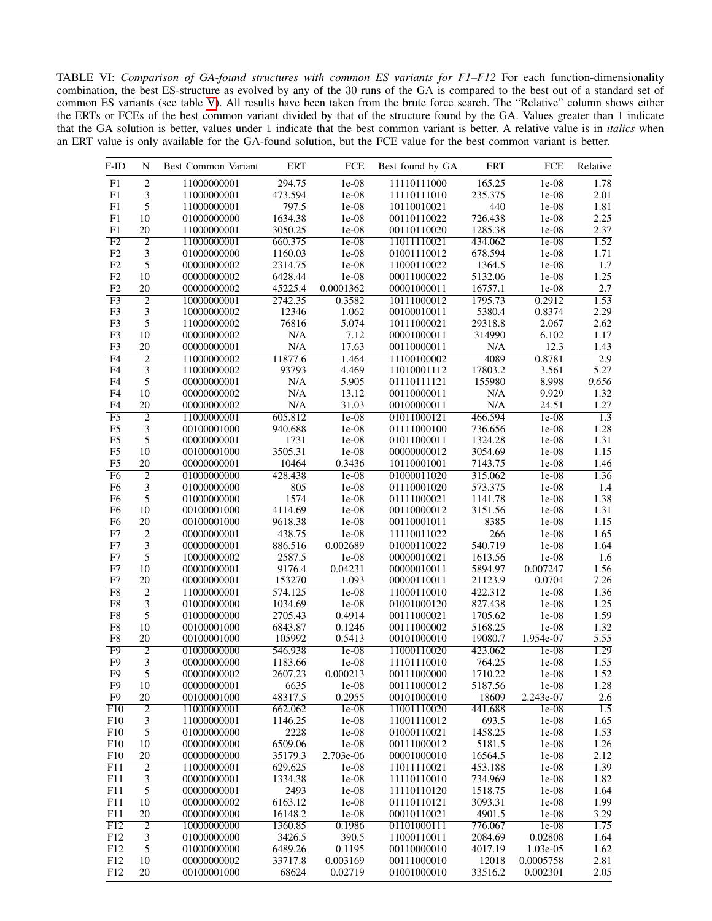TABLE VI: *Comparison of GA-found structures with common ES variants for F1–F12* For each function-dimensionality combination, the best ES-structure as evolved by any of the 30 runs of the GA is compared to the best out of a standard set of common ES variants (see table V). All results have been taken from the brute force search. The "Relative" column shows either the ERTs or FCEs of the best common variant divided by that of the structure found by the GA. Values greater than 1 indicate that the GA solution is better, values under 1 indicate that the best common variant is better. A relative value is in *italics* when an ERT value is only available for the GA-found solution, but the FCE value for the best common variant is better.

| F-ID | N | Best Common Variant | ERT | FCE | Best found by GA | ERT | FCE | Relative |
|---|---|---|---|---|---|---|---|---|
| F1 | 2 | 11000000001 | 294.75 | 1e-08 | 11110111000 | 165.25 | 1e-08 | 1.78 |
| F1 | 3 | 11000000001 | 473.594 | 1e-08 | 11110111010 | 235.375 | 1e-08 | 2.01 |
| F1 | 5 | 11000000001 | 797.5 | 1e-08 | 10110010021 | 440 | 1e-08 | 1.81 |
| F1 | 10 | 01000000000 | 1634.38 | 1e-08 | 00110110022 | 726.438 | 1e-08 | 2.25 |
| F1 | 20 | 11000000001 | 3050.25 | 1e-08 | 00110110020 | 1285.38 | 1e-08 | 2.37 |
| F2 | 2 | 11000000001 | 660.375 | 1e-08 | 11011110021 | 434.062 | 1e-08 | 1.52 |
| F2 | 3 | 01000000000 | 1160.03 | 1e-08 | 01001110012 | 678.594 | 1e-08 | 1.71 |
| F2 | 5 | 00000000002 | 2314.75 | 1e-08 | 11000110022 | 1364.5 | 1e-08 | 1.7 |
| F2 | 10 | 00000000002 | 6428.44 | 1e-08 | 00011000022 | 5132.06 | 1e-08 | 1.25 |
| F2 | 20 | 00000000002 | 45225.4 | 0.0001362 | 00001000011 | 16757.1 | 1e-08 | 2.7 |
| F3 | 2 | 10000000001 | 2742.35 | 0.3582 | 10111000012 | 1795.73 | 0.2912 | 1.53 |
| F3 | 3 | 10000000002 | 12346 | 1.062 | 00100010011 | 5380.4 | 0.8374 | 2.29 |
| F3 | 5 | 11000000002 | 76816 | 5.074 | 10111000021 | 29318.8 | 2.067 | 2.62 |
| F3 | 10 | 00000000002 | N/A | 7.12 | 00001000011 | 314990 | 6.102 | 1.17 |
| F3 | 20 | 00000000001 | N/A | 17.63 | 00110000011 | N/A | 12.3 | 1.43 |
| F4 | 2 | 11000000002 | 11877.6 | 1.464 | 11100100002 | 4089 | 0.8781 | 2.9 |
| F4 | 3 | 11000000002 | 93793 | 4.469 | 11010001112 | 17803.2 | 3.561 | 5.27 |
| F4 | 5 | 00000000001 | N/A | 5.905 | 01110111121 | 155980 | 8.998 | *0.656* |
| F4 | 10 | 00000000002 | N/A | 13.12 | 00110000011 | N/A | 9.929 | 1.32 |
| F4 | 20 | 00000000002 | N/A | 31.03 | 00100000011 | N/A | 24.51 | 1.27 |
| F5 | 2 | 11000000001 | 605.812 | 1e-08 | 01011000121 | 466.594 | 1e-08 | 1.3 |
| F5 | 3 | 00100001000 | 940.688 | 1e-08 | 01111000100 | 736.656 | 1e-08 | 1.28 |
| F5 | 5 | 00000000001 | 1731 | 1e-08 | 01011000011 | 1324.28 | 1e-08 | 1.31 |
| F5 | 10 | 00100001000 | 3505.31 | 1e-08 | 00000000012 | 3054.69 | 1e-08 | 1.15 |
| F5 | 20 | 00000000001 | 10464 | 0.3436 | 10110001001 | 7143.75 | 1e-08 | 1.46 |
| F6 | 2 | 01000000000 | 428.438 | 1e-08 | 01000011020 | 315.062 | 1e-08 | 1.36 |
| F6 | 3 | 01000000000 | 805 | 1e-08 | 01110001020 | 573.375 | 1e-08 | 1.4 |
| F6 | 5 | 01000000000 | 1574 | 1e-08 | 01111000021 | 1141.78 | 1e-08 | 1.38 |
| F6 | 10 | 00100001000 | 4114.69 | 1e-08 | 00110000012 | 3151.56 | 1e-08 | 1.31 |
| F6 | 20 | 00100001000 | 9618.38 | 1e-08 | 00110001011 | 8385 | 1e-08 | 1.15 |
| F7 | 2 | 00000000001 | 438.75 | 1e-08 | 11110011022 | 266 | 1e-08 | 1.65 |
| F7 | 3 | 00000000001 | 886.516 | 0.002689 | 01000110022 | 540.719 | 1e-08 | 1.64 |
| F7 | 5 | 10000000002 | 2587.5 | 1e-08 | 00000010021 | 1613.56 | 1e-08 | 1.6 |
| F7 | 10 | 00000000001 | 9176.4 | 0.04231 | 00000010011 | 5894.97 | 0.007247 | 1.56 |
| F7 | 20 | 00000000001 | 153270 | 1.093 | 00000110011 | 21123.9 | 0.0704 | 7.26 |
| F8 | 2 | 11000000001 | 574.125 | 1e-08 | 11000110010 | 422.312 | 1e-08 | 1.36 |
| F8 | 3 | 01000000000 | 1034.69 | 1e-08 | 01001000120 | 827.438 | 1e-08 | 1.25 |
| F8 | 5 | 01000000000 | 2705.43 | 0.4914 | 00111000021 | 1705.62 | 1e-08 | 1.59 |
| F8 | 10 | 00100001000 | 6843.87 | 0.1246 | 00111000002 | 5168.25 | 1e-08 | 1.32 |
| F8 | 20 | 00100001000 | 105992 | 0.5413 | 00101000010 | 19080.7 | 1.954e-07 | 5.55 |
| F9 | 2 | 01000000000 | 546.938 | 1e-08 | 11000110020 | 423.062 | 1e-08 | 1.29 |
| F9 | 3 | 00000000000 | 1183.66 | 1e-08 | 11101110010 | 764.25 | 1e-08 | 1.55 |
| F9 | 5 | 00000000002 | 2607.23 | 0.000213 | 00111000000 | 1710.22 | 1e-08 | 1.52 |
| F9 | 10 | 00000000001 | 6635 | 1e-08 | 00111000012 | 5187.56 | 1e-08 | 1.28 |
| F9 | 20 | 00100001000 | 48317.5 | 0.2955 | 00101000010 | 18609 | 2.243e-07 | 2.6 |
| F10 | 2 | 11000000001 | 662.062 | 1e-08 | 11001110020 | 441.688 | 1e-08 | 1.5 |
| F10 | 3 | 11000000001 | 1146.25 | 1e-08 | 11001110012 | 693.5 | 1e-08 | 1.65 |
| F10 | 5 | 01000000000 | 2228 | 1e-08 | 01000110021 | 1458.25 | 1e-08 | 1.53 |
| F10 | 10 | 00000000000 | 6509.06 | 1e-08 | 00111000012 | 5181.5 | 1e-08 | 1.26 |
| F10 | 20 | 00000000000 | 35179.3 | 2.703e-06 | 00001000010 | 16564.5 | 1e-08 | 2.12 |
| F11 | 2 | 11000000001 | 629.625 | 1e-08 | 11011110021 | 453.188 | 1e-08 | 1.39 |
| F11 | 3 | 00000000001 | 1334.38 | 1e-08 | 11110110010 | 734.969 | 1e-08 | 1.82 |
| F11 | 5 | 00000000001 | 2493 | 1e-08 | 11110110120 | 1518.75 | 1e-08 | 1.64 |
| F11 | 10 | 00000000002 | 6163.12 | 1e-08 | 01110110121 | 3093.31 | 1e-08 | 1.99 |
| F11 | 20 | 00000000000 | 16148.2 | 1e-08 | 00010110021 | 4901.5 | 1e-08 | 3.29 |
| F12 | 2 | 10000000000 | 1360.85 | 0.1986 | 01101000111 | 776.067 | 1e-08 | 1.75 |
| F12 | 3 | 01000000000 | 3426.5 | 390.5 | 11000110011 | 2084.69 | 0.02808 | 1.64 |
| F12 | 5 | 01000000000 | 6489.26 | 0.1195 | 00110000010 | 4017.19 | 1.03e-05 | 1.62 |
| F12 | 10 | 00000000002 | 33717.8 | 0.003169 | 00111000010 | 12018 | 0.0005758 | 2.81 |
| F12 | 20 | 00100001000 | 68624 | 0.02719 | 01001000010 | 33516.2 | 0.002301 | 2.05 |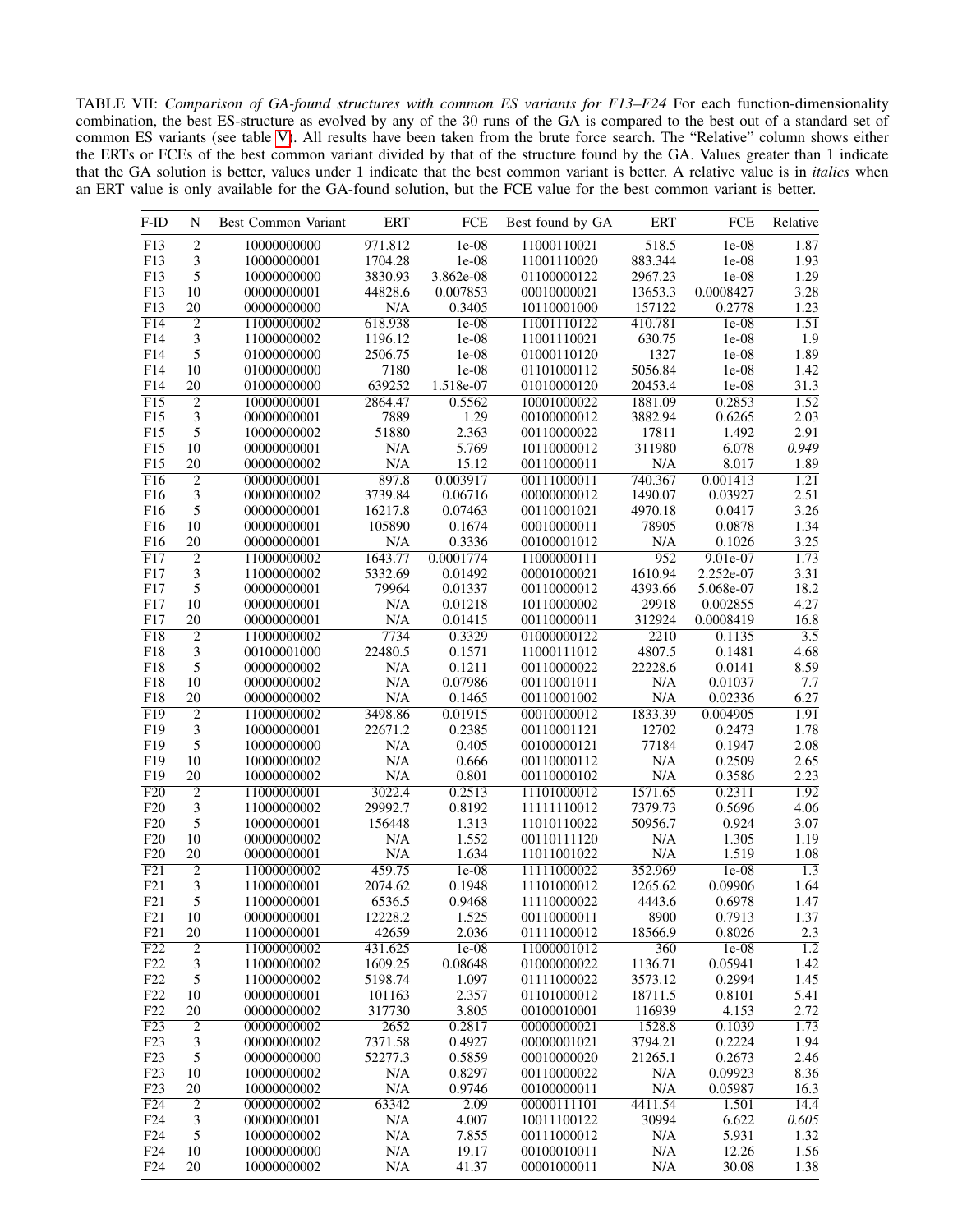TABLE VII: *Comparison of GA-found structures with common ES variants for F13–F24* For each function-dimensionality combination, the best ES-structure as evolved by any of the 30 runs of the GA is compared to the best out of a standard set of common ES variants (see table V). All results have been taken from the brute force search. The "Relative" column shows either the ERTs or FCEs of the best common variant divided by that of the structure found by the GA. Values greater than 1 indicate that the GA solution is better, values under 1 indicate that the best common variant is better. A relative value is in *italics* when an ERT value is only available for the GA-found solution, but the FCE value for the best common variant is better.

| F-ID | N | Best Common Variant | ERT | FCE | Best found by GA | ERT | FCE | Relative |
|---|---|---|---|---|---|---|---|---|
| F13 | 2 | 10000000000 | 971.812 | 1e-08 | 11000110021 | 518.5 | 1e-08 | 1.87 |
| F13 | 3 | 10000000001 | 1704.28 | 1e-08 | 11001110020 | 883.344 | 1e-08 | 1.93 |
| F13 | 5 | 10000000000 | 3830.93 | 3.862e-08 | 01100000122 | 2967.23 | 1e-08 | 1.29 |
| F13 | 10 | 00000000001 | 44828.6 | 0.007853 | 00010000021 | 13653.3 | 0.0008427 | 3.28 |
| F13 | 20 | 00000000000 | N/A | 0.3405 | 10110001000 | 157122 | 0.2778 | 1.23 |
| F14 | 2 | 11000000002 | 618.938 | 1e-08 | 11001110122 | 410.781 | 1e-08 | 1.51 |
| F14 | 3 | 11000000002 | 1196.12 | 1e-08 | 11001110021 | 630.75 | 1e-08 | 1.9 |
| F14 | 5 | 01000000000 | 2506.75 | 1e-08 | 01000110120 | 1327 | 1e-08 | 1.89 |
| F14 | 10 | 01000000000 | 7180 | 1e-08 | 01101000112 | 5056.84 | 1e-08 | 1.42 |
| F14 | 20 | 01000000000 | 639252 | 1.518e-07 | 01010000120 | 20453.4 | 1e-08 | 31.3 |
| F15 | 2 | 10000000001 | 2864.47 | 0.5562 | 10001000022 | 1881.09 | 0.2853 | 1.52 |
| F15 | 3 | 00000000001 | 7889 | 1.29 | 00100000012 | 3882.94 | 0.6265 | 2.03 |
| F15 | 5 | 10000000002 | 51880 | 2.363 | 00110000022 | 17811 | 1.492 | 2.91 |
| F15 | 10 | 00000000001 | N/A | 5.769 | 10110000012 | 311980 | 6.078 | *0.949* |
| F15 | 20 | 00000000002 | N/A | 15.12 | 00110000011 | N/A | 8.017 | 1.89 |
| F16 | 2 | 00000000001 | 897.8 | 0.003917 | 00111000011 | 740.367 | 0.001413 | 1.21 |
| F16 | 3 | 00000000002 | 3739.84 | 0.06716 | 00000000012 | 1490.07 | 0.03927 | 2.51 |
| F16 | 5 | 00000000001 | 16217.8 | 0.07463 | 00110001021 | 4970.18 | 0.0417 | 3.26 |
| F16 | 10 | 00000000001 | 105890 | 0.1674 | 00010000011 | 78905 | 0.0878 | 1.34 |
| F16 | 20 | 00000000001 | N/A | 0.3336 | 00100001012 | N/A | 0.1026 | 3.25 |
| F17 | 2 | 11000000002 | 1643.77 | 0.0001774 | 11000000111 | 952 | 9.01e-07 | 1.73 |
| F17 | 3 | 11000000002 | 5332.69 | 0.01492 | 00001000021 | 1610.94 | 2.252e-07 | 3.31 |
| F17 | 5 | 00000000001 | 79964 | 0.01337 | 00110000012 | 4393.66 | 5.068e-07 | 18.2 |
| F17 | 10 | 00000000001 | N/A | 0.01218 | 10110000002 | 29918 | 0.002855 | 4.27 |
| F17 | 20 | 00000000001 | N/A | 0.01415 | 00110000011 | 312924 | 0.0008419 | 16.8 |
| F18 | 2 | 11000000002 | 7734 | 0.3329 | 01000000122 | 2210 | 0.1135 | 3.5 |
| F18 | 3 | 00100001000 | 22480.5 | 0.1571 | 11000111012 | 4807.5 | 0.1481 | 4.68 |
| F18 | 5 | 00000000002 | N/A | 0.1211 | 00110000022 | 22228.6 | 0.0141 | 8.59 |
| F18 | 10 | 00000000002 | N/A | 0.07986 | 00110001011 | N/A | 0.01037 | 7.7 |
| F18 | 20 | 00000000002 | N/A | 0.1465 | 00110001002 | N/A | 0.02336 | 6.27 |
| F19 | 2 | 11000000002 | 3498.86 | 0.01915 | 00010000012 | 1833.39 | 0.004905 | 1.91 |
| F19 | 3 | 10000000001 | 22671.2 | 0.2385 | 00110001121 | 12702 | 0.2473 | 1.78 |
| F19 | 5 | 10000000000 | N/A | 0.405 | 00100000121 | 77184 | 0.1947 | 2.08 |
| F19 | 10 | 10000000002 | N/A | 0.666 | 00110000112 | N/A | 0.2509 | 2.65 |
| F19 | 20 | 10000000002 | N/A | 0.801 | 00110000102 | N/A | 0.3586 | 2.23 |
| F20 | 2 | 11000000001 | 3022.4 | 0.2513 | 11101000012 | 1571.65 | 0.2311 | 1.92 |
| F20 | 3 | 11000000002 | 29992.7 | 0.8192 | 11111110012 | 7379.73 | 0.5696 | 4.06 |
| F20 | 5 | 10000000001 | 156448 | 1.313 | 11010110022 | 50956.7 | 0.924 | 3.07 |
| F20 | 10 | 00000000002 | N/A | 1.552 | 00110111120 | N/A | 1.305 | 1.19 |
| F20 | 20 | 00000000001 | N/A | 1.634 | 11011001022 | N/A | 1.519 | 1.08 |
| F21 | 2 | 11000000002 | 459.75 | 1e-08 | 11111000022 | 352.969 | 1e-08 | 1.3 |
| F21 | 3 | 11000000001 | 2074.62 | 0.1948 | 11101000012 | 1265.62 | 0.09906 | 1.64 |
| F21 | 5 | 11000000001 | 6536.5 | 0.9468 | 11110000022 | 4443.6 | 0.6978 | 1.47 |
| F21 | 10 | 00000000001 | 12228.2 | 1.525 | 00110000011 | 8900 | 0.7913 | 1.37 |
| F21 | 20 | 11000000001 | 42659 | 2.036 | 01111000012 | 18566.9 | 0.8026 | 2.3 |
| F22 | 2 | 11000000002 | 431.625 | 1e-08 | 11000001012 | 360 | 1e-08 | 1.2 |
| F22 | 3 | 11000000002 | 1609.25 | 0.08648 | 01000000022 | 1136.71 | 0.05941 | 1.42 |
| F22 | 5 | 11000000002 | 5198.74 | 1.097 | 01111000022 | 3573.12 | 0.2994 | 1.45 |
| F22 | 10 | 00000000001 | 101163 | 2.357 | 01101000012 | 18711.5 | 0.8101 | 5.41 |
| F22 | 20 | 00000000002 | 317730 | 3.805 | 00100010001 | 116939 | 4.153 | 2.72 |
| F23 | 2 | 00000000002 | 2652 | 0.2817 | 00000000021 | 1528.8 | 0.1039 | 1.73 |
| F23 | 3 | 00000000002 | 7371.58 | 0.4927 | 00000001021 | 3794.21 | 0.2224 | 1.94 |
| F23 | 5 | 00000000000 | 52277.3 | 0.5859 | 00010000020 | 21265.1 | 0.2673 | 2.46 |
| F23 | 10 | 10000000002 | N/A | 0.8297 | 00110000022 | N/A | 0.09923 | 8.36 |
| F23 | 20 | 10000000002 | N/A | 0.9746 | 00100000011 | N/A | 0.05987 | 16.3 |
| F24 | 2 | 00000000002 | 63342 | 2.09 | 00000111101 | 4411.54 | 1.501 | 14.4 |
| F24 | 3 | 00000000001 | N/A | 4.007 | 10011100122 | 30994 | 6.622 | *0.605* |
| F24 | 5 | 10000000002 | N/A | 7.855 | 00111000012 | N/A | 5.931 | 1.32 |
| F24 | 10 | 10000000000 | N/A | 19.17 | 00100010011 | N/A | 12.26 | 1.56 |
| F24 | 20 | 10000000002 | N/A | 41.37 | 00001000011 | N/A | 30.08 | 1.38 |